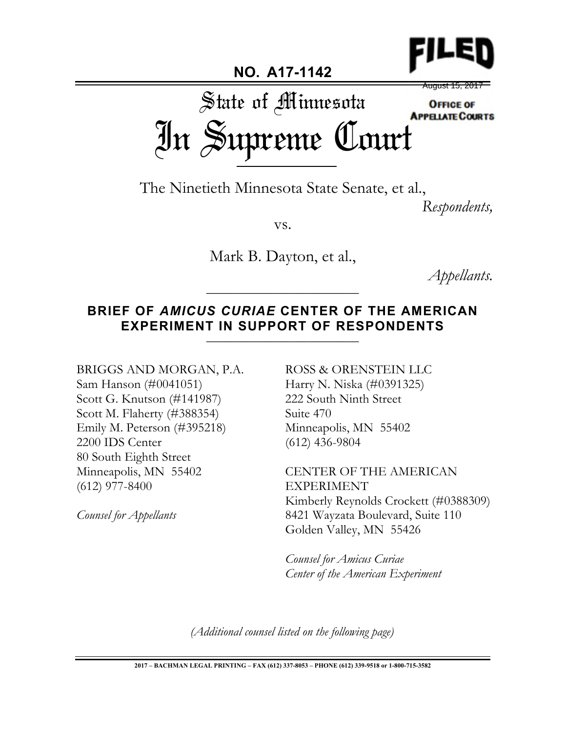**NO. A17-1142**

FILED
August 15, 2017
OFFICE OF APPELLATE COURTS

# State of Minnesota
# In Supreme Court

The Ninetieth Minnesota State Senate, et al.,

*Respondents,*

vs.

Mark B. Dayton, et al.,

*Appellants.*

## BRIEF OF *AMICUS CURIAE* CENTER OF THE AMERICAN EXPERIMENT IN SUPPORT OF RESPONDENTS

BRIGGS AND MORGAN, P.A.
Sam Hanson (#0041051)
Scott G. Knutson (#141987)
Scott M. Flaherty (#388354)
Emily M. Peterson (#395218)
2200 IDS Center
80 South Eighth Street
Minneapolis, MN 55402
(612) 977-8400

*Counsel for Appellants*

ROSS & ORENSTEIN LLC
Harry N. Niska (#0391325)
222 South Ninth Street
Suite 470
Minneapolis, MN 55402
(612) 436-9804

CENTER OF THE AMERICAN EXPERIMENT
Kimberly Reynolds Crockett (#0388309)
8421 Wayzata Boulevard, Suite 110
Golden Valley, MN 55426

*Counsel for Amicus Curiae Center of the American Experiment*

*(Additional counsel listed on the following page)*

2017 – BACHMAN LEGAL PRINTING – FAX (612) 337-8053 – PHONE (612) 339-9518 or 1-800-715-3582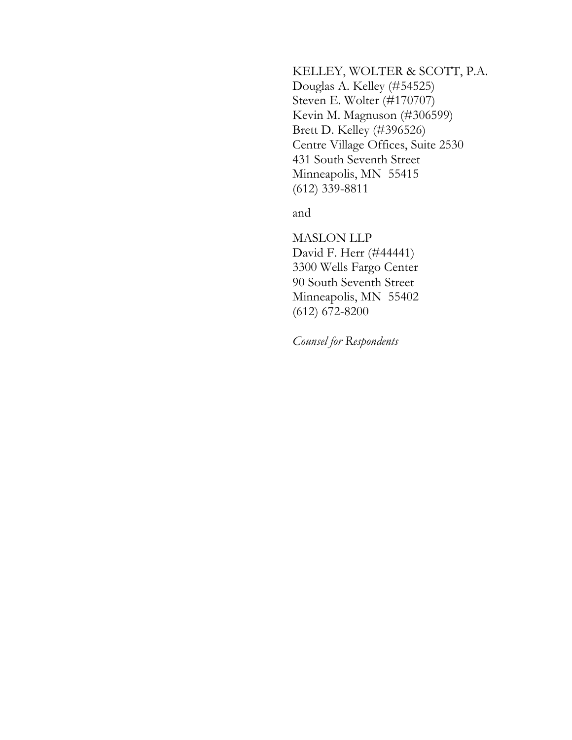KELLEY, WOLTER & SCOTT, P.A.
Douglas A. Kelley (#54525)
Steven E. Wolter (#170707)
Kevin M. Magnuson (#306599)
Brett D. Kelley (#396526)
Centre Village Offices, Suite 2530
431 South Seventh Street
Minneapolis, MN 55415
(612) 339-8811

and

MASLON LLP
David F. Herr (#44441)
3300 Wells Fargo Center
90 South Seventh Street
Minneapolis, MN 55402
(612) 672-8200

*Counsel for Respondents*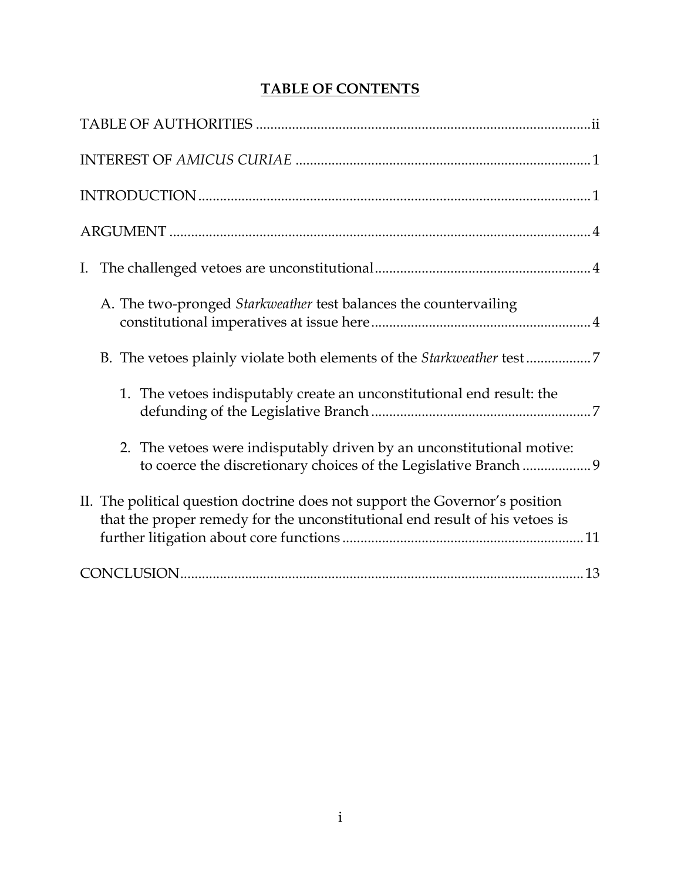# TABLE OF CONTENTS

TABLE OF AUTHORITIES .......... ii

INTEREST OF *AMICUS CURIAE* .......... 1

INTRODUCTION .......... 1

ARGUMENT .......... 4

I. The challenged vetoes are unconstitutional .......... 4

   A. The two-pronged *Starkweather* test balances the countervailing constitutional imperatives at issue here .......... 4

   B. The vetoes plainly violate both elements of the *Starkweather* test .......... 7

      1. The vetoes indisputably create an unconstitutional end result: the defunding of the Legislative Branch .......... 7

      2. The vetoes were indisputably driven by an unconstitutional motive: to coerce the discretionary choices of the Legislative Branch .......... 9

II. The political question doctrine does not support the Governor's position that the proper remedy for the unconstitutional end result of his vetoes is further litigation about core functions .......... 11

CONCLUSION .......... 13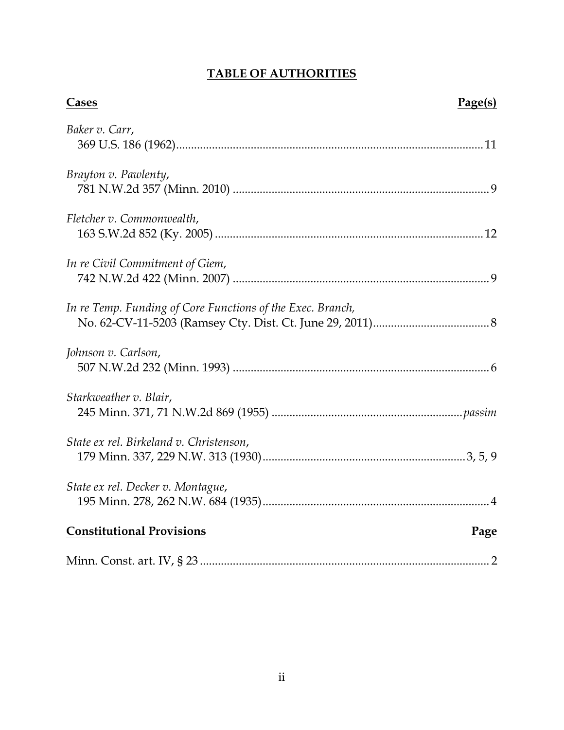# TABLE OF AUTHORITIES

| **Cases** | **Page(s)** |
|---|---|
| *Baker v. Carr*, 369 U.S. 186 (1962) | 11 |
| *Brayton v. Pawlenty*, 781 N.W.2d 357 (Minn. 2010) | 9 |
| *Fletcher v. Commonwealth*, 163 S.W.2d 852 (Ky. 2005) | 12 |
| *In re Civil Commitment of Giem*, 742 N.W.2d 422 (Minn. 2007) | 9 |
| *In re Temp. Funding of Core Functions of the Exec. Branch*, No. 62-CV-11-5203 (Ramsey Cty. Dist. Ct. June 29, 2011) | 8 |
| *Johnson v. Carlson*, 507 N.W.2d 232 (Minn. 1993) | 6 |
| *Starkweather v. Blair*, 245 Minn. 371, 71 N.W.2d 869 (1955) | *passim* |
| *State ex rel. Birkeland v. Christenson*, 179 Minn. 337, 229 N.W. 313 (1930) | 3, 5, 9 |
| *State ex rel. Decker v. Montague*, 195 Minn. 278, 262 N.W. 684 (1935) | 4 |

| **Constitutional Provisions** | **Page** |
|---|---|
| Minn. Const. art. IV, § 23 | 2 |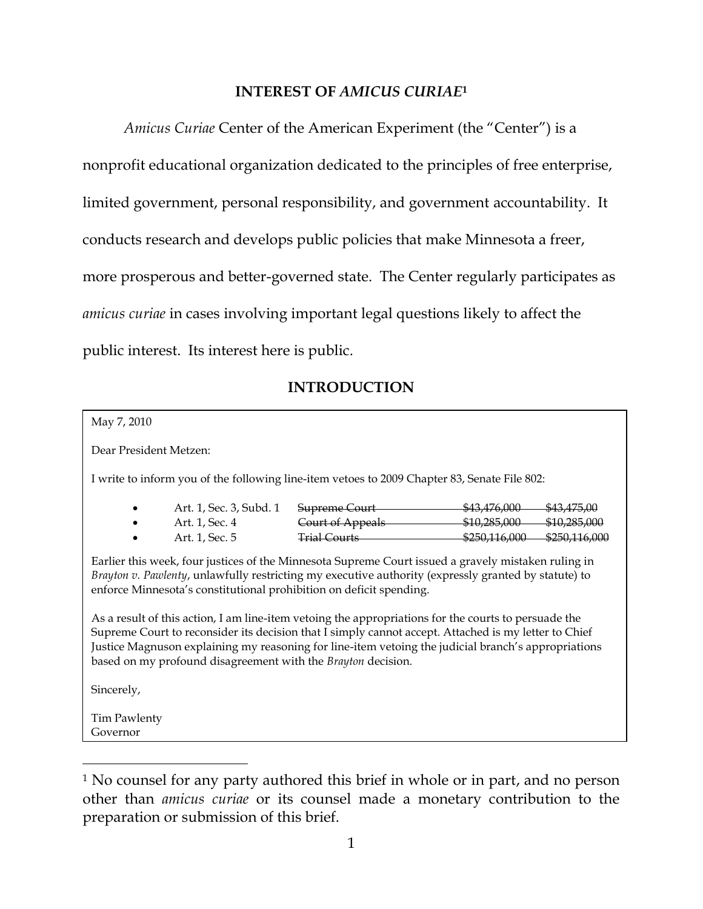## INTEREST OF *AMICUS CURIAE*[1]

*Amicus Curiae* Center of the American Experiment (the "Center") is a nonprofit educational organization dedicated to the principles of free enterprise, limited government, personal responsibility, and government accountability. It conducts research and develops public policies that make Minnesota a freer, more prosperous and better-governed state. The Center regularly participates as *amicus curiae* in cases involving important legal questions likely to affect the public interest. Its interest here is public.

## INTRODUCTION

> May 7, 2010
>
> Dear President Metzen:
>
> I write to inform you of the following line-item vetoes to 2009 Chapter 83, Senate File 802:
>
> - Art. 1, Sec. 3, Subd. 1 ~~Supreme Court $43,476,000 $43,475,00~~
> - Art. 1, Sec. 4 ~~Court of Appeals $10,285,000 $10,285,000~~
> - Art. 1, Sec. 5 ~~Trial Courts $250,116,000 $250,116,000~~
>
> Earlier this week, four justices of the Minnesota Supreme Court issued a gravely mistaken ruling in *Brayton v. Pawlenty*, unlawfully restricting my executive authority (expressly granted by statute) to enforce Minnesota's constitutional prohibition on deficit spending.
>
> As a result of this action, I am line-item vetoing the appropriations for the courts to persuade the Supreme Court to reconsider its decision that I simply cannot accept. Attached is my letter to Chief Justice Magnuson explaining my reasoning for line-item vetoing the judicial branch's appropriations based on my profound disagreement with the *Brayton* decision.
>
> Sincerely,
>
> Tim Pawlenty
> Governor

[1] No counsel for any party authored this brief in whole or in part, and no person other than *amicus curiae* or its counsel made a monetary contribution to the preparation or submission of this brief.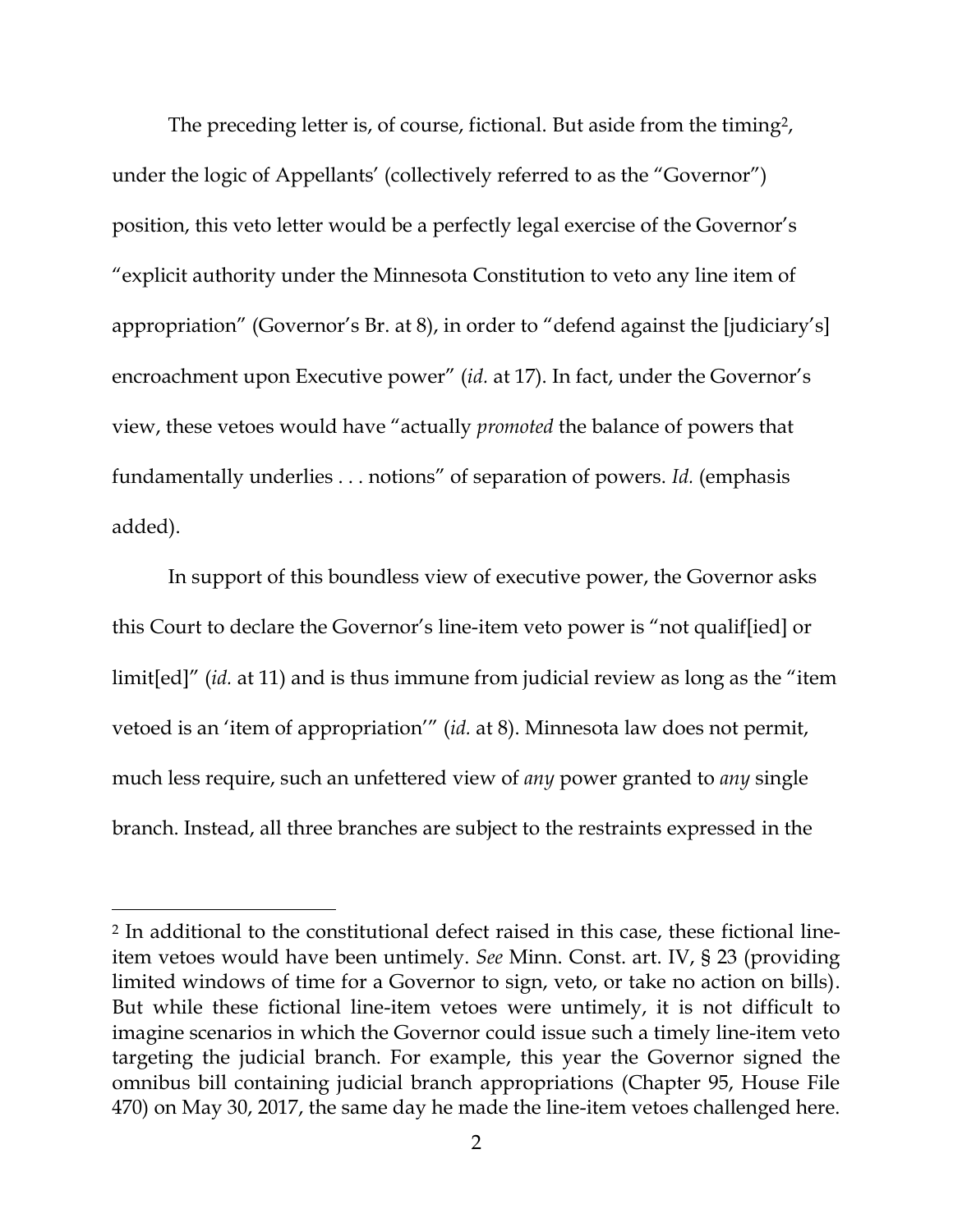The preceding letter is, of course, fictional. But aside from the timing[2], under the logic of Appellants' (collectively referred to as the "Governor") position, this veto letter would be a perfectly legal exercise of the Governor's "explicit authority under the Minnesota Constitution to veto any line item of appropriation" (Governor's Br. at 8), in order to "defend against the [judiciary's] encroachment upon Executive power" (*id.* at 17). In fact, under the Governor's view, these vetoes would have "actually *promoted* the balance of powers that fundamentally underlies . . . notions" of separation of powers. *Id.* (emphasis added).

In support of this boundless view of executive power, the Governor asks this Court to declare the Governor's line-item veto power is "not qualif[ied] or limit[ed]" (*id.* at 11) and is thus immune from judicial review as long as the "item vetoed is an 'item of appropriation'" (*id.* at 8). Minnesota law does not permit, much less require, such an unfettered view of *any* power granted to *any* single branch. Instead, all three branches are subject to the restraints expressed in the

---

[2] In additional to the constitutional defect raised in this case, these fictional line-item vetoes would have been untimely. *See* Minn. Const. art. IV, § 23 (providing limited windows of time for a Governor to sign, veto, or take no action on bills). But while these fictional line-item vetoes were untimely, it is not difficult to imagine scenarios in which the Governor could issue such a timely line-item veto targeting the judicial branch. For example, this year the Governor signed the omnibus bill containing judicial branch appropriations (Chapter 95, House File 470) on May 30, 2017, the same day he made the line-item vetoes challenged here.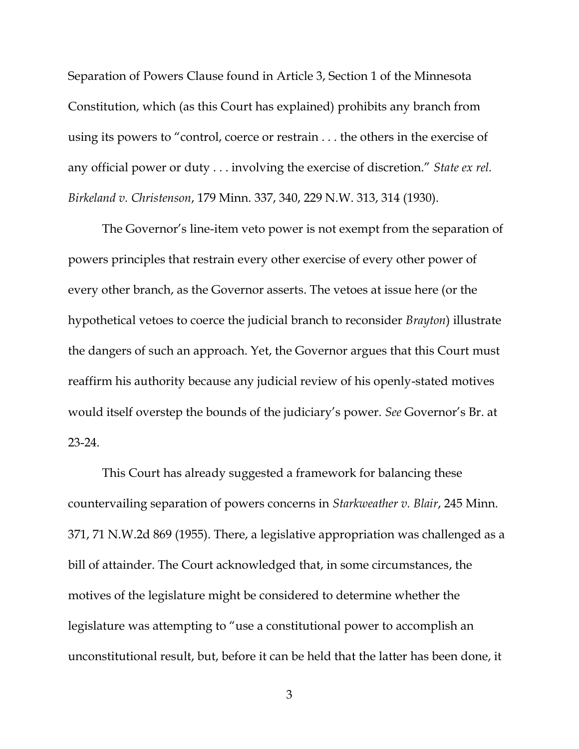Separation of Powers Clause found in Article 3, Section 1 of the Minnesota Constitution, which (as this Court has explained) prohibits any branch from using its powers to "control, coerce or restrain . . . the others in the exercise of any official power or duty . . . involving the exercise of discretion." *State ex rel. Birkeland v. Christenson*, 179 Minn. 337, 340, 229 N.W. 313, 314 (1930).

The Governor's line-item veto power is not exempt from the separation of powers principles that restrain every other exercise of every other power of every other branch, as the Governor asserts. The vetoes at issue here (or the hypothetical vetoes to coerce the judicial branch to reconsider *Brayton*) illustrate the dangers of such an approach. Yet, the Governor argues that this Court must reaffirm his authority because any judicial review of his openly-stated motives would itself overstep the bounds of the judiciary's power. *See* Governor's Br. at 23-24.

This Court has already suggested a framework for balancing these countervailing separation of powers concerns in *Starkweather v. Blair*, 245 Minn. 371, 71 N.W.2d 869 (1955). There, a legislative appropriation was challenged as a bill of attainder. The Court acknowledged that, in some circumstances, the motives of the legislature might be considered to determine whether the legislature was attempting to "use a constitutional power to accomplish an unconstitutional result, but, before it can be held that the latter has been done, it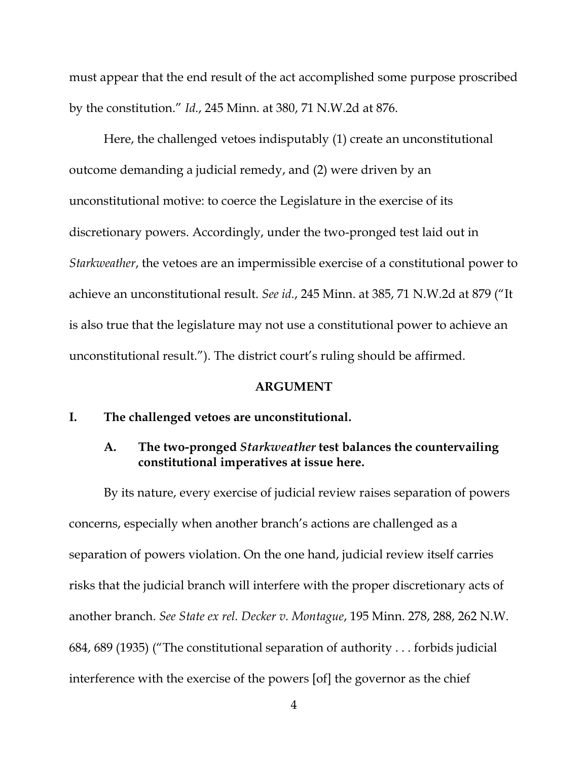must appear that the end result of the act accomplished some purpose proscribed by the constitution." *Id.*, 245 Minn. at 380, 71 N.W.2d at 876.

Here, the challenged vetoes indisputably (1) create an unconstitutional outcome demanding a judicial remedy, and (2) were driven by an unconstitutional motive: to coerce the Legislature in the exercise of its discretionary powers. Accordingly, under the two-pronged test laid out in *Starkweather*, the vetoes are an impermissible exercise of a constitutional power to achieve an unconstitutional result. *See id.*, 245 Minn. at 385, 71 N.W.2d at 879 ("It is also true that the legislature may not use a constitutional power to achieve an unconstitutional result."). The district court's ruling should be affirmed.

## ARGUMENT

### I. The challenged vetoes are unconstitutional.

#### A. The two-pronged *Starkweather* test balances the countervailing constitutional imperatives at issue here.

By its nature, every exercise of judicial review raises separation of powers concerns, especially when another branch's actions are challenged as a separation of powers violation. On the one hand, judicial review itself carries risks that the judicial branch will interfere with the proper discretionary acts of another branch. *See State ex rel. Decker v. Montague*, 195 Minn. 278, 288, 262 N.W. 684, 689 (1935) ("The constitutional separation of authority . . . forbids judicial interference with the exercise of the powers [of] the governor as the chief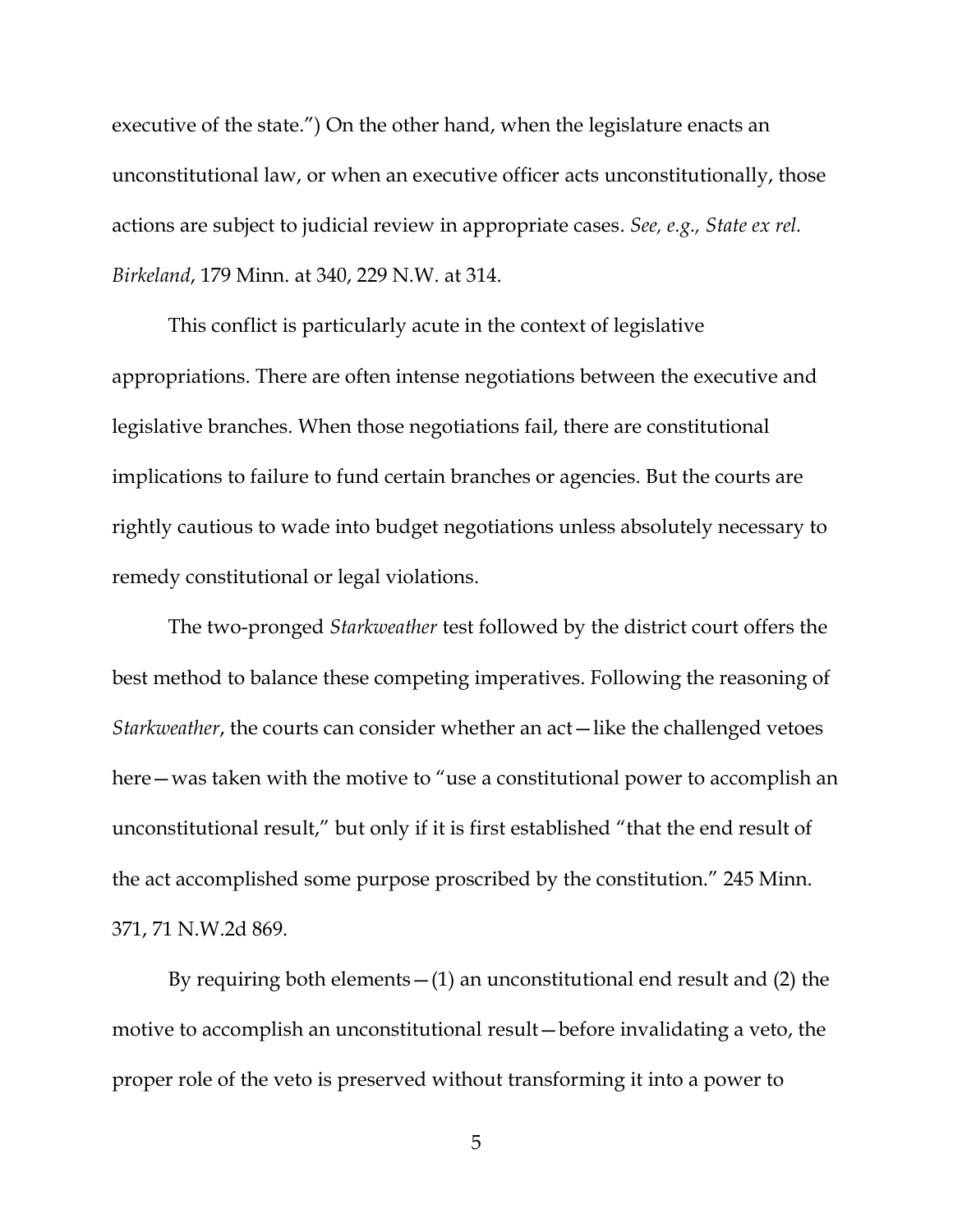executive of the state.") On the other hand, when the legislature enacts an unconstitutional law, or when an executive officer acts unconstitutionally, those actions are subject to judicial review in appropriate cases. *See, e.g.*, *State ex rel. Birkeland*, 179 Minn. at 340, 229 N.W. at 314.

This conflict is particularly acute in the context of legislative appropriations. There are often intense negotiations between the executive and legislative branches. When those negotiations fail, there are constitutional implications to failure to fund certain branches or agencies. But the courts are rightly cautious to wade into budget negotiations unless absolutely necessary to remedy constitutional or legal violations.

The two-pronged *Starkweather* test followed by the district court offers the best method to balance these competing imperatives. Following the reasoning of *Starkweather*, the courts can consider whether an act—like the challenged vetoes here—was taken with the motive to "use a constitutional power to accomplish an unconstitutional result," but only if it is first established "that the end result of the act accomplished some purpose proscribed by the constitution." 245 Minn. 371, 71 N.W.2d 869.

By requiring both elements—(1) an unconstitutional end result and (2) the motive to accomplish an unconstitutional result—before invalidating a veto, the proper role of the veto is preserved without transforming it into a power to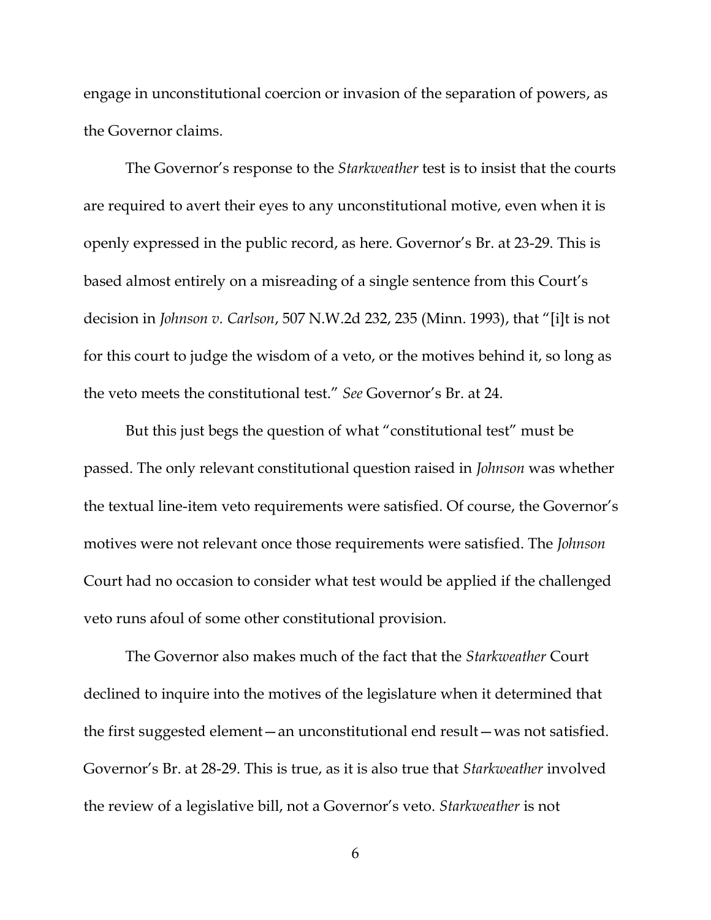engage in unconstitutional coercion or invasion of the separation of powers, as the Governor claims.

The Governor's response to the *Starkweather* test is to insist that the courts are required to avert their eyes to any unconstitutional motive, even when it is openly expressed in the public record, as here. Governor's Br. at 23-29. This is based almost entirely on a misreading of a single sentence from this Court's decision in *Johnson v. Carlson*, 507 N.W.2d 232, 235 (Minn. 1993), that "[i]t is not for this court to judge the wisdom of a veto, or the motives behind it, so long as the veto meets the constitutional test." *See* Governor's Br. at 24.

But this just begs the question of what "constitutional test" must be passed. The only relevant constitutional question raised in *Johnson* was whether the textual line-item veto requirements were satisfied. Of course, the Governor's motives were not relevant once those requirements were satisfied. The *Johnson* Court had no occasion to consider what test would be applied if the challenged veto runs afoul of some other constitutional provision.

The Governor also makes much of the fact that the *Starkweather* Court declined to inquire into the motives of the legislature when it determined that the first suggested element—an unconstitutional end result—was not satisfied. Governor's Br. at 28-29. This is true, as it is also true that *Starkweather* involved the review of a legislative bill, not a Governor's veto. *Starkweather* is not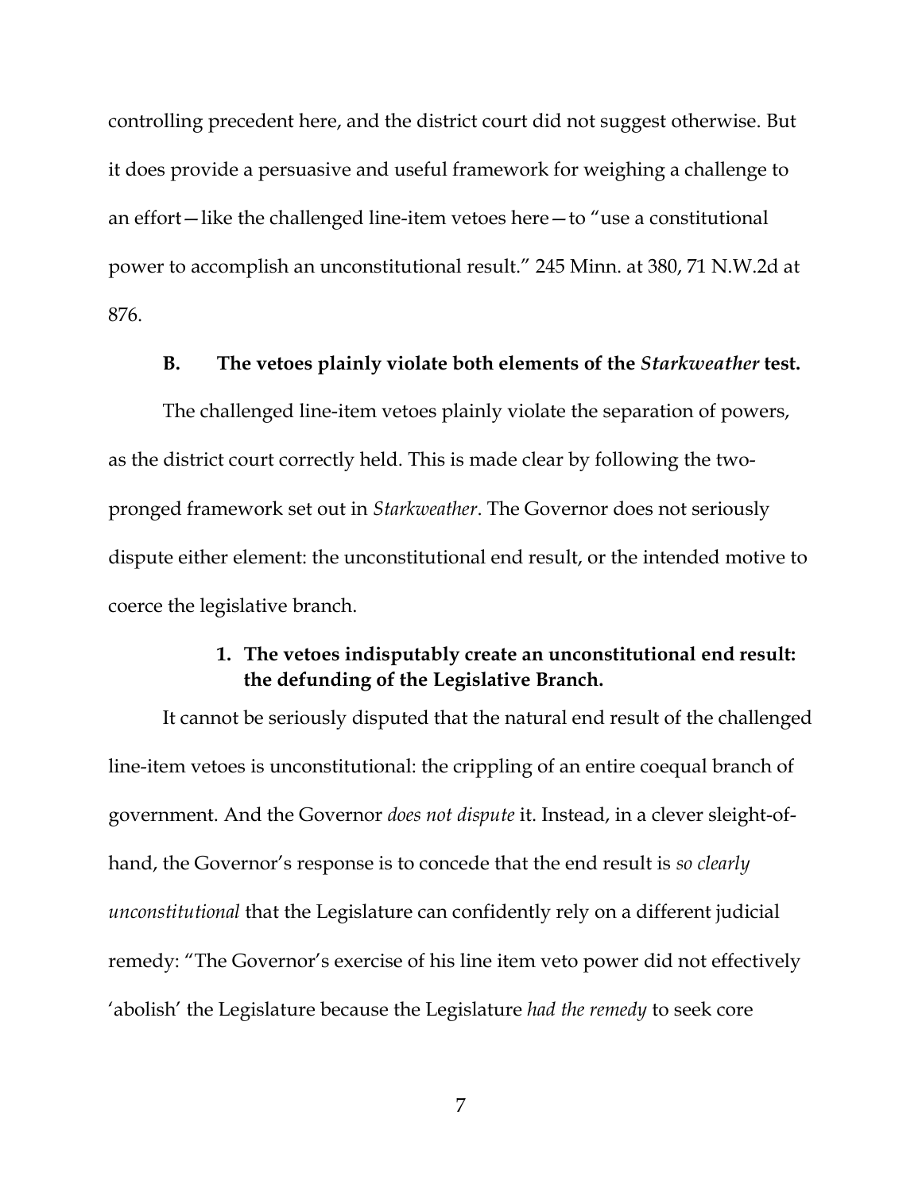controlling precedent here, and the district court did not suggest otherwise. But it does provide a persuasive and useful framework for weighing a challenge to an effort—like the challenged line-item vetoes here—to "use a constitutional power to accomplish an unconstitutional result." 245 Minn. at 380, 71 N.W.2d at 876.

### B. The vetoes plainly violate both elements of the *Starkweather* test.

The challenged line-item vetoes plainly violate the separation of powers, as the district court correctly held. This is made clear by following the two-pronged framework set out in *Starkweather*. The Governor does not seriously dispute either element: the unconstitutional end result, or the intended motive to coerce the legislative branch.

#### 1. The vetoes indisputably create an unconstitutional end result: the defunding of the Legislative Branch.

It cannot be seriously disputed that the natural end result of the challenged line-item vetoes is unconstitutional: the crippling of an entire coequal branch of government. And the Governor *does not dispute* it. Instead, in a clever sleight-of-hand, the Governor's response is to concede that the end result is *so clearly unconstitutional* that the Legislature can confidently rely on a different judicial remedy: "The Governor's exercise of his line item veto power did not effectively 'abolish' the Legislature because the Legislature *had the remedy* to seek core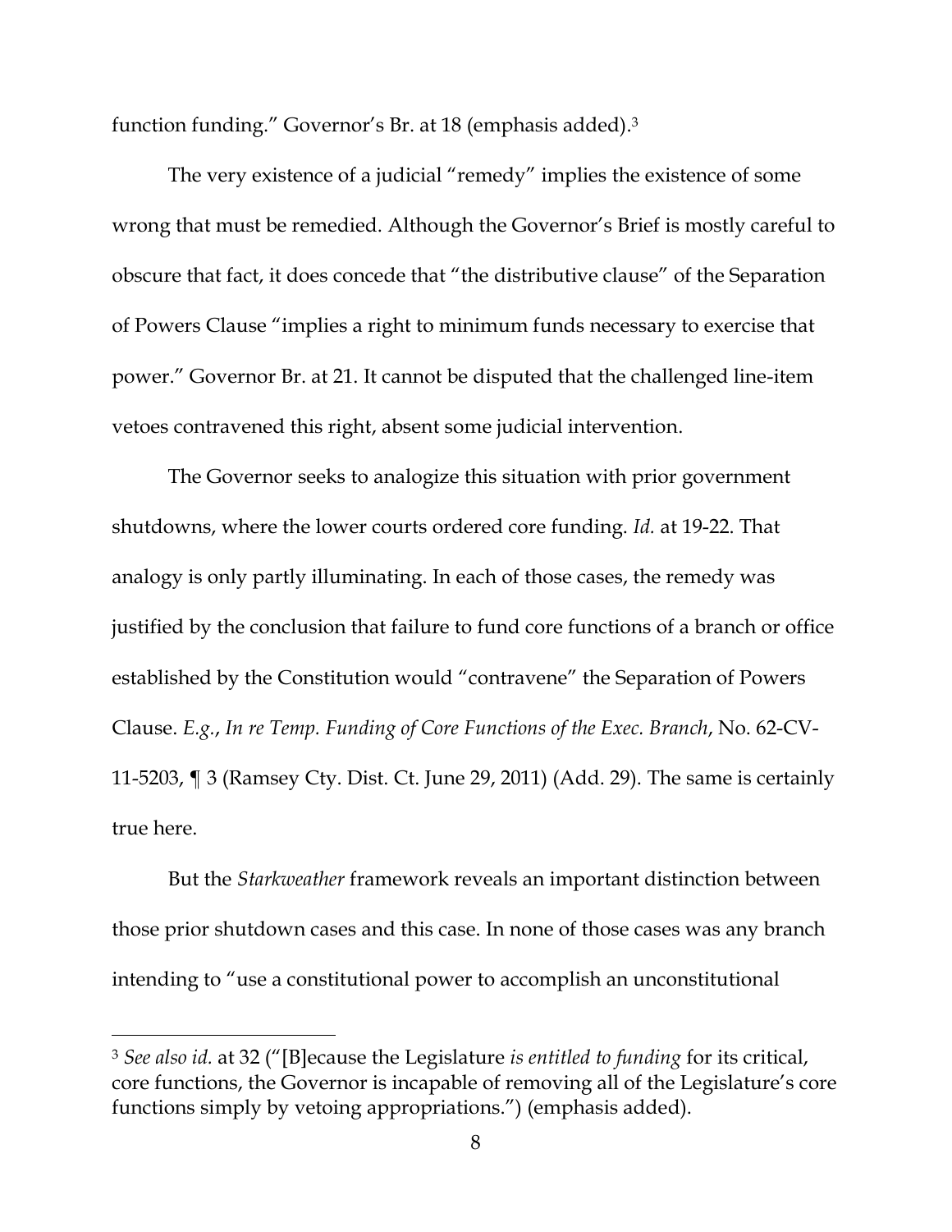function funding." Governor's Br. at 18 (emphasis added).[3]

The very existence of a judicial "remedy" implies the existence of some wrong that must be remedied. Although the Governor's Brief is mostly careful to obscure that fact, it does concede that "the distributive clause" of the Separation of Powers Clause "implies a right to minimum funds necessary to exercise that power." Governor Br. at 21. It cannot be disputed that the challenged line-item vetoes contravened this right, absent some judicial intervention.

The Governor seeks to analogize this situation with prior government shutdowns, where the lower courts ordered core funding. *Id.* at 19-22. That analogy is only partly illuminating. In each of those cases, the remedy was justified by the conclusion that failure to fund core functions of a branch or office established by the Constitution would "contravene" the Separation of Powers Clause. *E.g.*, *In re Temp. Funding of Core Functions of the Exec. Branch*, No. 62-CV-11-5203, ¶ 3 (Ramsey Cty. Dist. Ct. June 29, 2011) (Add. 29). The same is certainly true here.

But the *Starkweather* framework reveals an important distinction between those prior shutdown cases and this case. In none of those cases was any branch intending to "use a constitutional power to accomplish an unconstitutional

---

[3] *See also id.* at 32 ("[B]ecause the Legislature *is entitled to funding* for its critical, core functions, the Governor is incapable of removing all of the Legislature's core functions simply by vetoing appropriations.") (emphasis added).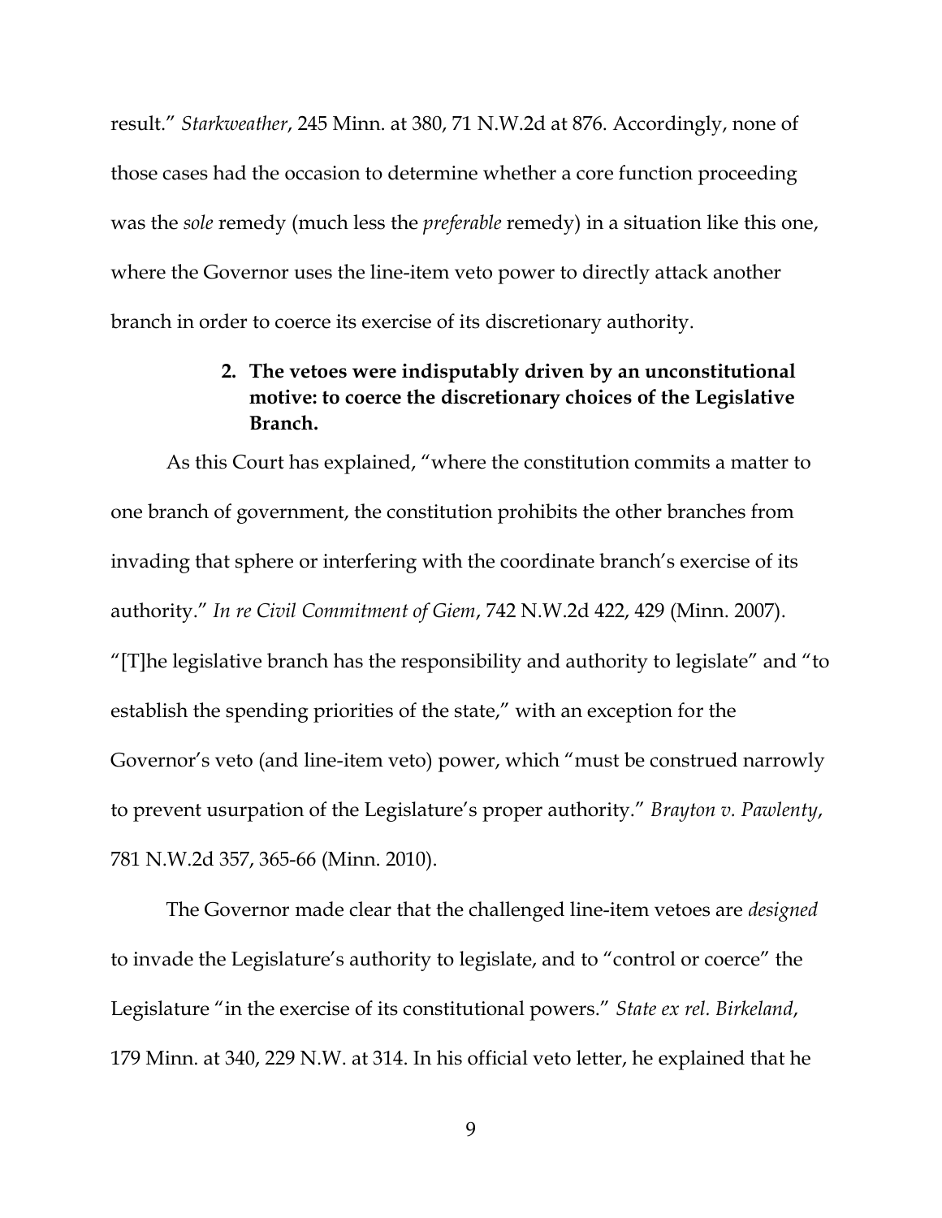result." *Starkweather*, 245 Minn. at 380, 71 N.W.2d at 876. Accordingly, none of those cases had the occasion to determine whether a core function proceeding was the *sole* remedy (much less the *preferable* remedy) in a situation like this one, where the Governor uses the line-item veto power to directly attack another branch in order to coerce its exercise of its discretionary authority.

### 2. The vetoes were indisputably driven by an unconstitutional motive: to coerce the discretionary choices of the Legislative Branch.

As this Court has explained, "where the constitution commits a matter to one branch of government, the constitution prohibits the other branches from invading that sphere or interfering with the coordinate branch's exercise of its authority." *In re Civil Commitment of Giem*, 742 N.W.2d 422, 429 (Minn. 2007). "[T]he legislative branch has the responsibility and authority to legislate" and "to establish the spending priorities of the state," with an exception for the Governor's veto (and line-item veto) power, which "must be construed narrowly to prevent usurpation of the Legislature's proper authority." *Brayton v. Pawlenty*, 781 N.W.2d 357, 365-66 (Minn. 2010).

The Governor made clear that the challenged line-item vetoes are *designed* to invade the Legislature's authority to legislate, and to "control or coerce" the Legislature "in the exercise of its constitutional powers." *State ex rel. Birkeland*, 179 Minn. at 340, 229 N.W. at 314. In his official veto letter, he explained that he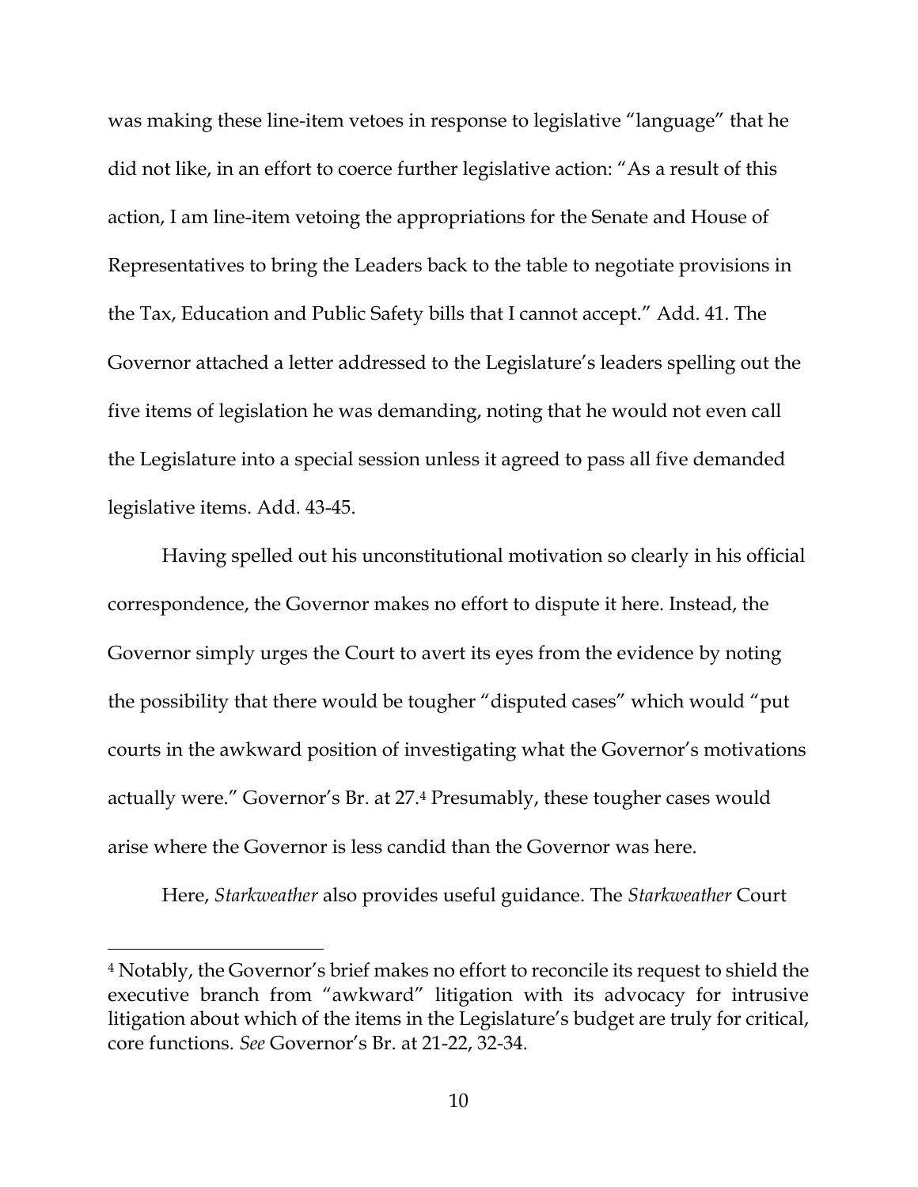was making these line-item vetoes in response to legislative "language" that he did not like, in an effort to coerce further legislative action: "As a result of this action, I am line-item vetoing the appropriations for the Senate and House of Representatives to bring the Leaders back to the table to negotiate provisions in the Tax, Education and Public Safety bills that I cannot accept." Add. 41. The Governor attached a letter addressed to the Legislature's leaders spelling out the five items of legislation he was demanding, noting that he would not even call the Legislature into a special session unless it agreed to pass all five demanded legislative items. Add. 43-45.

Having spelled out his unconstitutional motivation so clearly in his official correspondence, the Governor makes no effort to dispute it here. Instead, the Governor simply urges the Court to avert its eyes from the evidence by noting the possibility that there would be tougher "disputed cases" which would "put courts in the awkward position of investigating what the Governor's motivations actually were." Governor's Br. at 27.[4] Presumably, these tougher cases would arise where the Governor is less candid than the Governor was here.

Here, *Starkweather* also provides useful guidance. The *Starkweather* Court

---

[4] Notably, the Governor's brief makes no effort to reconcile its request to shield the executive branch from "awkward" litigation with its advocacy for intrusive litigation about which of the items in the Legislature's budget are truly for critical, core functions. *See* Governor's Br. at 21-22, 32-34.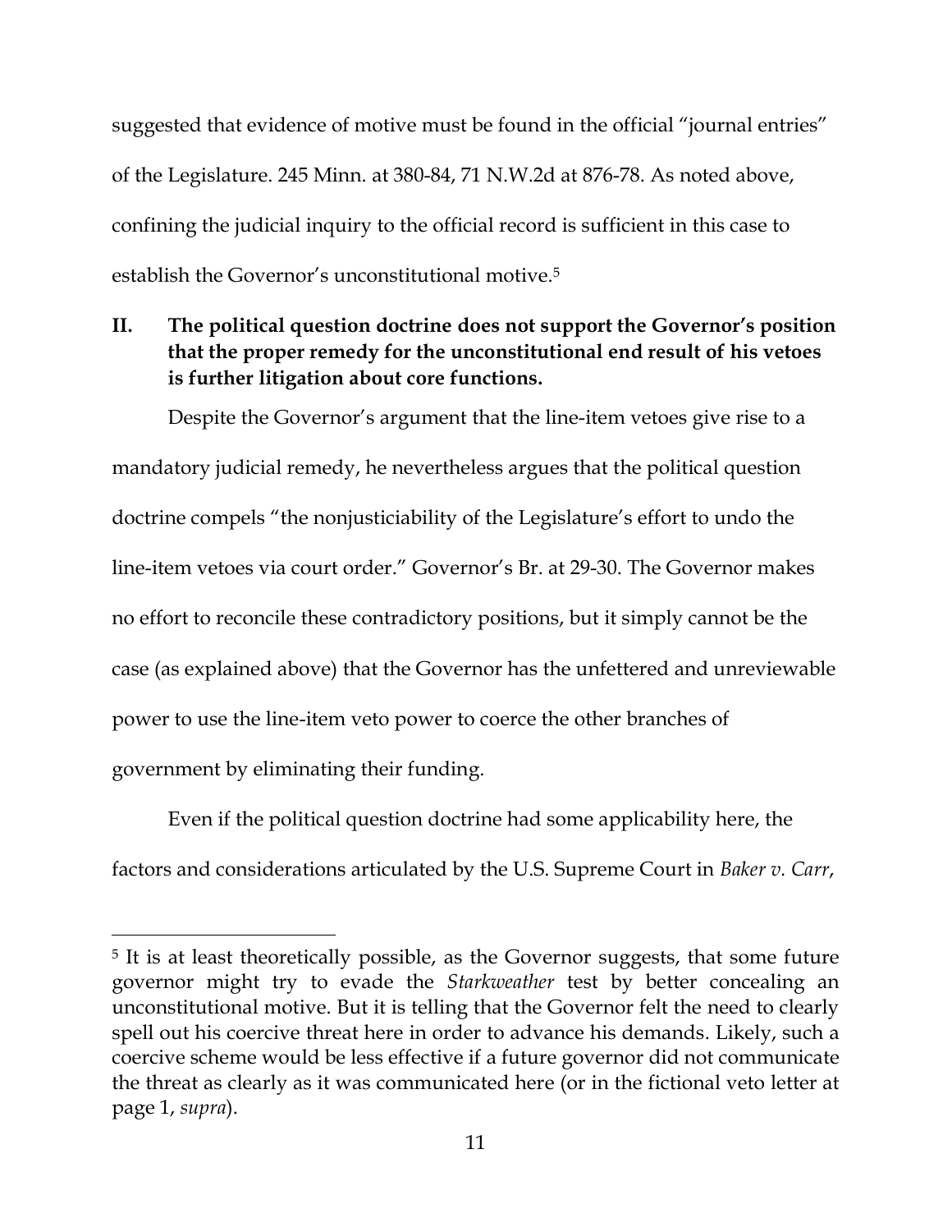suggested that evidence of motive must be found in the official "journal entries" of the Legislature. 245 Minn. at 380-84, 71 N.W.2d at 876-78. As noted above, confining the judicial inquiry to the official record is sufficient in this case to establish the Governor's unconstitutional motive.[5]

## II. The political question doctrine does not support the Governor's position that the proper remedy for the unconstitutional end result of his vetoes is further litigation about core functions.

Despite the Governor's argument that the line-item vetoes give rise to a mandatory judicial remedy, he nevertheless argues that the political question doctrine compels "the nonjusticiability of the Legislature's effort to undo the line-item vetoes via court order." Governor's Br. at 29-30. The Governor makes no effort to reconcile these contradictory positions, but it simply cannot be the case (as explained above) that the Governor has the unfettered and unreviewable power to use the line-item veto power to coerce the other branches of government by eliminating their funding.

Even if the political question doctrine had some applicability here, the factors and considerations articulated by the U.S. Supreme Court in *Baker v. Carr*,

---

[5] It is at least theoretically possible, as the Governor suggests, that some future governor might try to evade the *Starkweather* test by better concealing an unconstitutional motive. But it is telling that the Governor felt the need to clearly spell out his coercive threat here in order to advance his demands. Likely, such a coercive scheme would be less effective if a future governor did not communicate the threat as clearly as it was communicated here (or in the fictional veto letter at page 1, *supra*).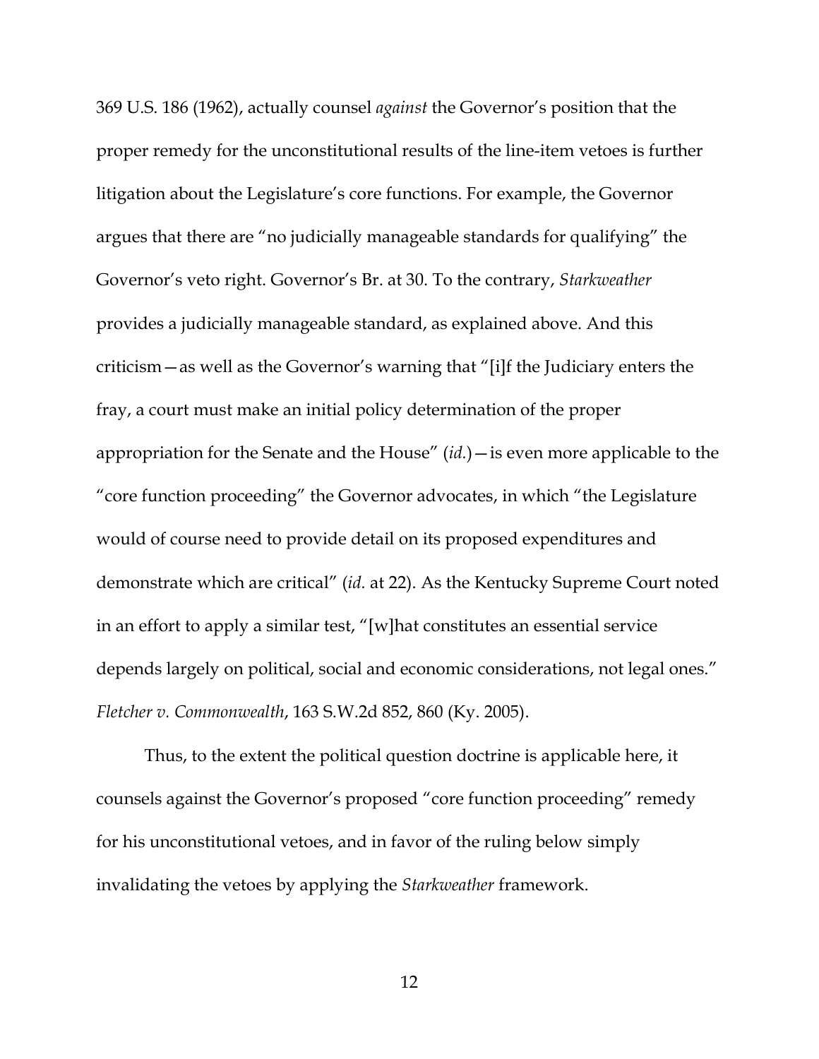369 U.S. 186 (1962), actually counsel *against* the Governor's position that the proper remedy for the unconstitutional results of the line-item vetoes is further litigation about the Legislature's core functions. For example, the Governor argues that there are "no judicially manageable standards for qualifying" the Governor's veto right. Governor's Br. at 30. To the contrary, *Starkweather* provides a judicially manageable standard, as explained above. And this criticism—as well as the Governor's warning that "[i]f the Judiciary enters the fray, a court must make an initial policy determination of the proper appropriation for the Senate and the House" (*id.*)—is even more applicable to the "core function proceeding" the Governor advocates, in which "the Legislature would of course need to provide detail on its proposed expenditures and demonstrate which are critical" (*id.* at 22). As the Kentucky Supreme Court noted in an effort to apply a similar test, "[w]hat constitutes an essential service depends largely on political, social and economic considerations, not legal ones." *Fletcher v. Commonwealth*, 163 S.W.2d 852, 860 (Ky. 2005).

Thus, to the extent the political question doctrine is applicable here, it counsels against the Governor's proposed "core function proceeding" remedy for his unconstitutional vetoes, and in favor of the ruling below simply invalidating the vetoes by applying the *Starkweather* framework.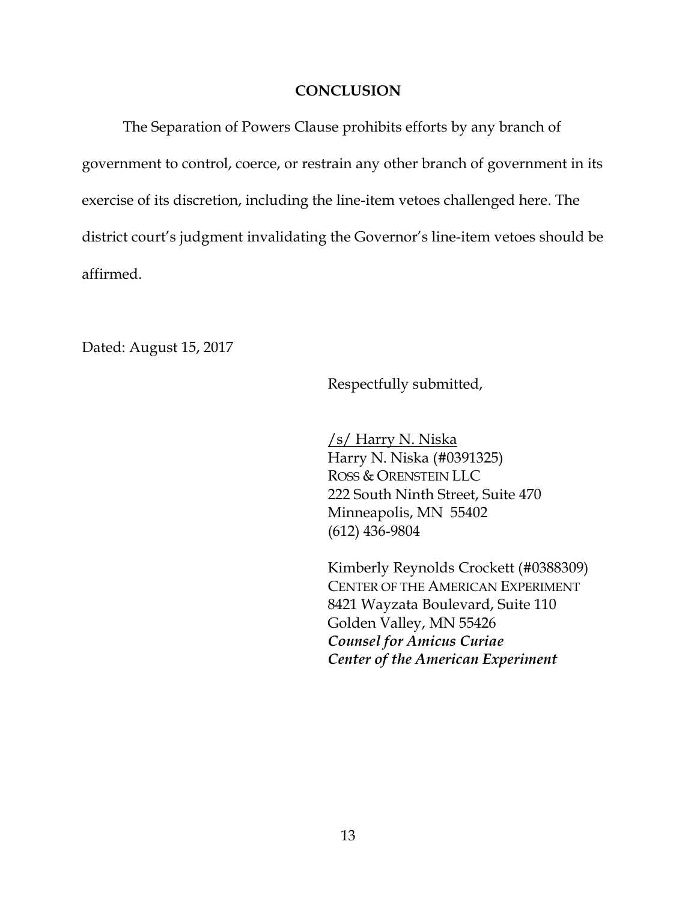## CONCLUSION

The Separation of Powers Clause prohibits efforts by any branch of government to control, coerce, or restrain any other branch of government in its exercise of its discretion, including the line-item vetoes challenged here. The district court's judgment invalidating the Governor's line-item vetoes should be affirmed.

Dated: August 15, 2017

Respectfully submitted,

/s/ Harry N. Niska
Harry N. Niska (#0391325)
ROSS & ORENSTEIN LLC
222 South Ninth Street, Suite 470
Minneapolis, MN 55402
(612) 436-9804

Kimberly Reynolds Crockett (#0388309)
CENTER OF THE AMERICAN EXPERIMENT
8421 Wayzata Boulevard, Suite 110
Golden Valley, MN 55426
***Counsel for Amicus Curiae***
***Center of the American Experiment***